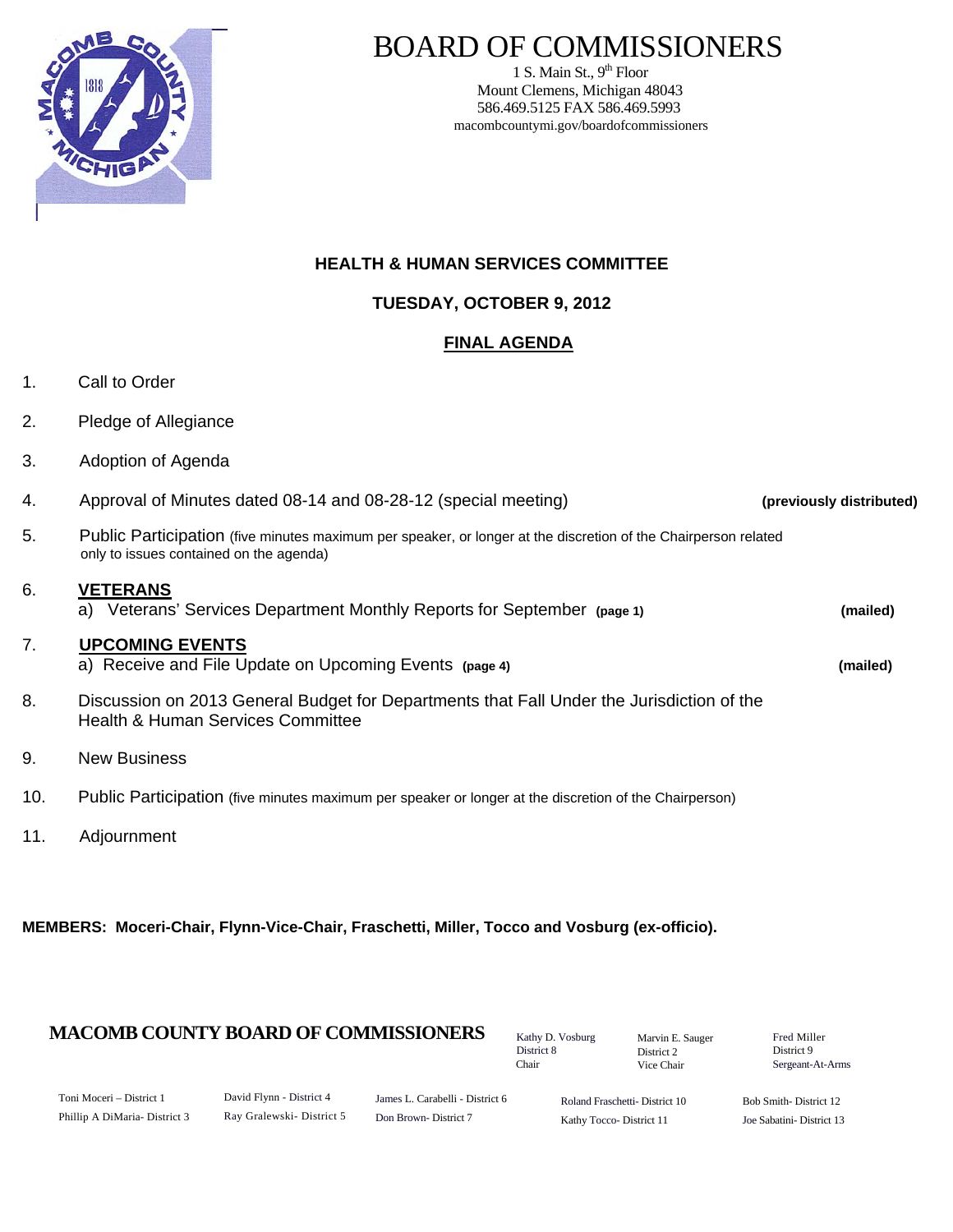# BOARD OF COMMISSIONERS

1 S. Main St., 9th Floor
Mount Clemens, Michigan 48043
586.469.5125 FAX 586.469.5993
macombcountymi.gov/boardofcommissioners

## HEALTH & HUMAN SERVICES COMMITTEE

### TUESDAY, OCTOBER 9, 2012

### FINAL AGENDA

1. Call to Order
2. Pledge of Allegiance
3. Adoption of Agenda
4. Approval of Minutes dated 08-14 and 08-28-12 (special meeting) **(previously distributed)**
5. Public Participation (five minutes maximum per speaker, or longer at the discretion of the Chairperson related only to issues contained on the agenda)
6. **VETERANS**
   a) Veterans' Services Department Monthly Reports for September **(page 1)** **(mailed)**
7. **UPCOMING EVENTS**
   a) Receive and File Update on Upcoming Events **(page 4)** **(mailed)**
8. Discussion on 2013 General Budget for Departments that Fall Under the Jurisdiction of the Health & Human Services Committee
9. New Business
10. Public Participation (five minutes maximum per speaker or longer at the discretion of the Chairperson)
11. Adjournment

**MEMBERS: Moceri-Chair, Flynn-Vice-Chair, Fraschetti, Miller, Tocco and Vosburg (ex-officio).**

**MACOMB COUNTY BOARD OF COMMISSIONERS**

Kathy D. Vosburg, District 8, Chair
Marvin E. Sauger, District 2, Vice Chair
Fred Miller, District 9, Sergeant-At-Arms

Toni Moceri – District 1
Phillip A DiMaria- District 3
David Flynn - District 4
Ray Gralewski- District 5
James L. Carabelli - District 6
Don Brown- District 7
Roland Fraschetti- District 10
Kathy Tocco- District 11
Bob Smith- District 12
Joe Sabatini- District 13